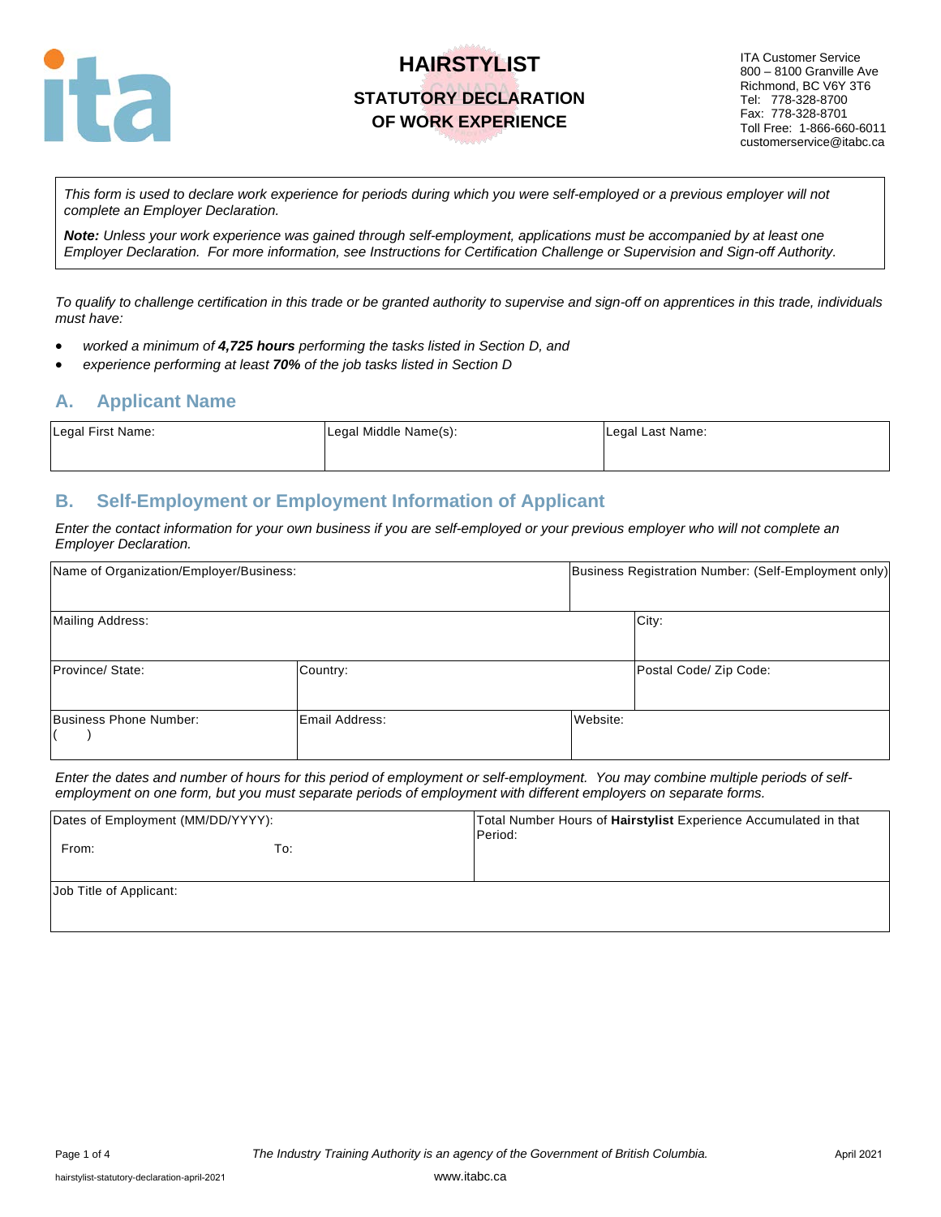# HAIRSTYLIST

## STATUTORY DECLARATION OF WORK EXPERIENCE

ITA Customer Service
800 – 8100 Granville Ave
Richmond, BC V6Y 3T6
Tel: 778-328-8700
Fax: 778-328-8701
Toll Free: 1-866-660-6011
customerservice@itabc.ca

*This form is used to declare work experience for periods during which you were self-employed or a previous employer will not complete an Employer Declaration.*

***Note:*** *Unless your work experience was gained through self-employment, applications must be accompanied by at least one Employer Declaration. For more information, see Instructions for Certification Challenge or Supervision and Sign-off Authority.*

*To qualify to challenge certification in this trade or be granted authority to supervise and sign-off on apprentices in this trade, individuals must have:*

- *worked a minimum of **4,725 hours** performing the tasks listed in Section D, and*
- *experience performing at least **70%** of the job tasks listed in Section D*

## A. Applicant Name

| Legal First Name: | Legal Middle Name(s): | Legal Last Name: |
|---|---|---|
| | | |

## B. Self-Employment or Employment Information of Applicant

*Enter the contact information for your own business if you are self-employed or your previous employer who will not complete an Employer Declaration.*

| Name of Organization/Employer/Business: | | Business Registration Number: (Self-Employment only) |
|---|---|---|
| Mailing Address: | | City: |
| Province/ State: | Country: | Postal Code/ Zip Code: |
| Business Phone Number: ( ) | Email Address: | Website: |

*Enter the dates and number of hours for this period of employment or self-employment. You may combine multiple periods of self-employment on one form, but you must separate periods of employment with different employers on separate forms.*

| Dates of Employment (MM/DD/YYYY): From: To: | Total Number Hours of **Hairstylist** Experience Accumulated in that Period: |
|---|---|
| Job Title of Applicant: | |

*The Industry Training Authority is an agency of the Government of British Columbia.*

www.itabc.ca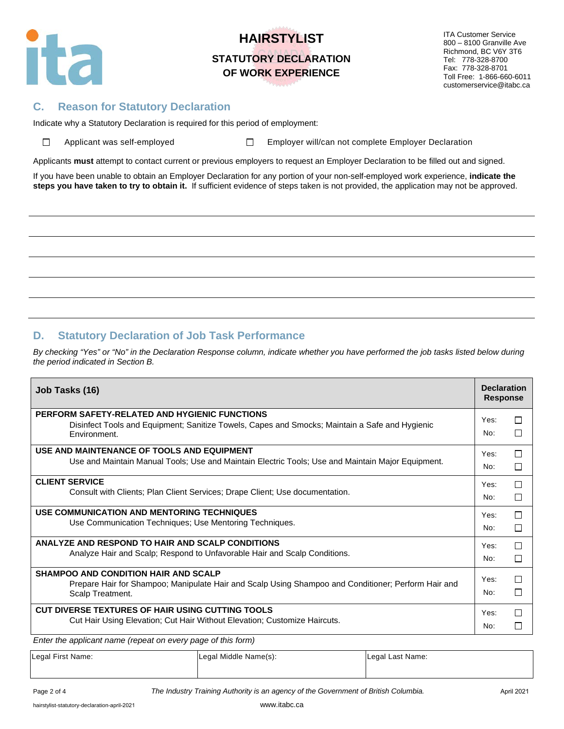# HAIRSTYLIST

## STATUTORY DECLARATION OF WORK EXPERIENCE

ITA Customer Service
800 – 8100 Granville Ave
Richmond, BC V6Y 3T6
Tel: 778-328-8700
Fax: 778-328-8701
Toll Free: 1-866-660-6011
customerservice@itabc.ca

## C. Reason for Statutory Declaration

Indicate why a Statutory Declaration is required for this period of employment:

☐ Applicant was self-employed ☐ Employer will/can not complete Employer Declaration

Applicants **must** attempt to contact current or previous employers to request an Employer Declaration to be filled out and signed.

If you have been unable to obtain an Employer Declaration for any portion of your non-self-employed work experience, **indicate the steps you have taken to try to obtain it.** If sufficient evidence of steps taken is not provided, the application may not be approved.

\_\_\_\_\_\_\_\_\_\_\_\_\_\_\_\_\_\_\_\_\_\_\_\_\_\_\_\_\_\_\_\_\_\_\_\_\_\_\_\_\_\_\_\_\_\_\_\_\_\_\_\_\_\_\_\_\_\_\_\_\_\_\_\_

\_\_\_\_\_\_\_\_\_\_\_\_\_\_\_\_\_\_\_\_\_\_\_\_\_\_\_\_\_\_\_\_\_\_\_\_\_\_\_\_\_\_\_\_\_\_\_\_\_\_\_\_\_\_\_\_\_\_\_\_\_\_\_\_

\_\_\_\_\_\_\_\_\_\_\_\_\_\_\_\_\_\_\_\_\_\_\_\_\_\_\_\_\_\_\_\_\_\_\_\_\_\_\_\_\_\_\_\_\_\_\_\_\_\_\_\_\_\_\_\_\_\_\_\_\_\_\_\_

\_\_\_\_\_\_\_\_\_\_\_\_\_\_\_\_\_\_\_\_\_\_\_\_\_\_\_\_\_\_\_\_\_\_\_\_\_\_\_\_\_\_\_\_\_\_\_\_\_\_\_\_\_\_\_\_\_\_\_\_\_\_\_\_

\_\_\_\_\_\_\_\_\_\_\_\_\_\_\_\_\_\_\_\_\_\_\_\_\_\_\_\_\_\_\_\_\_\_\_\_\_\_\_\_\_\_\_\_\_\_\_\_\_\_\_\_\_\_\_\_\_\_\_\_\_\_\_\_

## D. Statutory Declaration of Job Task Performance

*By checking "Yes" or "No" in the Declaration Response column, indicate whether you have performed the job tasks listed below during the period indicated in Section B.*

| Job Tasks (16) | Declaration Response |
|---|---|
| **PERFORM SAFETY-RELATED AND HYGIENIC FUNCTIONS**<br>Disinfect Tools and Equipment; Sanitize Towels, Capes and Smocks; Maintain a Safe and Hygienic Environment. | Yes: ☐<br>No: ☐ |
| **USE AND MAINTENANCE OF TOOLS AND EQUIPMENT**<br>Use and Maintain Manual Tools; Use and Maintain Electric Tools; Use and Maintain Major Equipment. | Yes: ☐<br>No: ☐ |
| **CLIENT SERVICE**<br>Consult with Clients; Plan Client Services; Drape Client; Use documentation. | Yes: ☐<br>No: ☐ |
| **USE COMMUNICATION AND MENTORING TECHNIQUES**<br>Use Communication Techniques; Use Mentoring Techniques. | Yes: ☐<br>No: ☐ |
| **ANALYZE AND RESPOND TO HAIR AND SCALP CONDITIONS**<br>Analyze Hair and Scalp; Respond to Unfavorable Hair and Scalp Conditions. | Yes: ☐<br>No: ☐ |
| **SHAMPOO AND CONDITION HAIR AND SCALP**<br>Prepare Hair for Shampoo; Manipulate Hair and Scalp Using Shampoo and Conditioner; Perform Hair and Scalp Treatment. | Yes: ☐<br>No: ☐ |
| **CUT DIVERSE TEXTURES OF HAIR USING CUTTING TOOLS**<br>Cut Hair Using Elevation; Cut Hair Without Elevation; Customize Haircuts. | Yes: ☐<br>No: ☐ |

*Enter the applicant name (repeat on every page of this form)*

| Legal First Name: | Legal Middle Name(s): | Legal Last Name: |
|---|---|---|
| | | |

*The Industry Training Authority is an agency of the Government of British Columbia.*

April 2021

hairstylist-statutory-declaration-april-2021

www.itabc.ca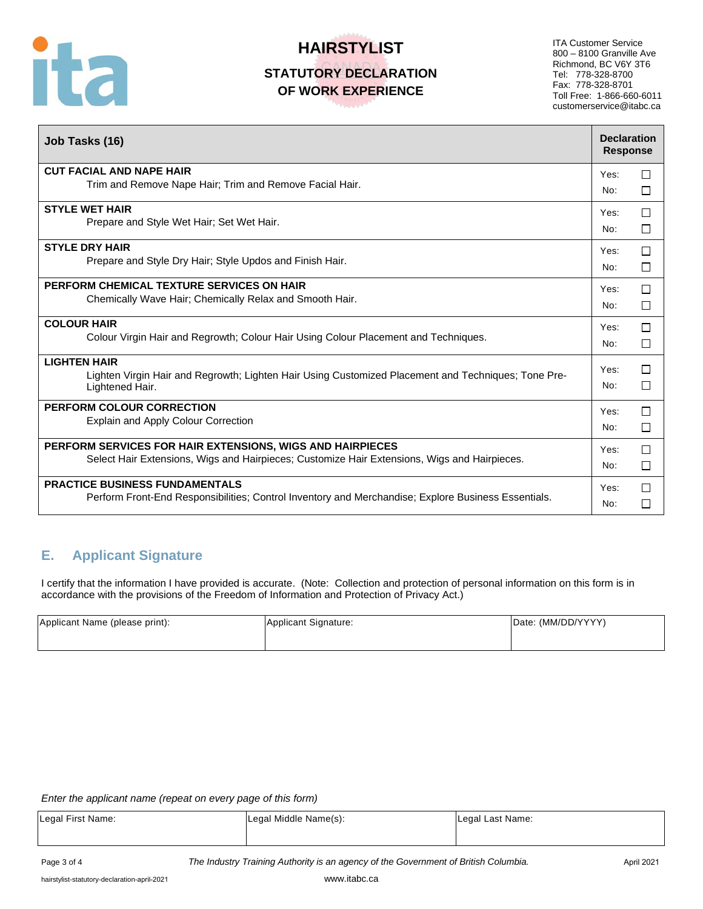# HAIRSTYLIST

## STATUTORY DECLARATION OF WORK EXPERIENCE

ITA Customer Service
800 – 8100 Granville Ave
Richmond, BC V6Y 3T6
Tel: 778-328-8700
Fax: 778-328-8701
Toll Free: 1-866-660-6011
customerservice@itabc.ca

| Job Tasks (16) | Declaration Response |
|---|---|
| **CUT FACIAL AND NAPE HAIR**<br>Trim and Remove Nape Hair; Trim and Remove Facial Hair. | Yes: ☐<br>No: ☐ |
| **STYLE WET HAIR**<br>Prepare and Style Wet Hair; Set Wet Hair. | Yes: ☐<br>No: ☐ |
| **STYLE DRY HAIR**<br>Prepare and Style Dry Hair; Style Updos and Finish Hair. | Yes: ☐<br>No: ☐ |
| **PERFORM CHEMICAL TEXTURE SERVICES ON HAIR**<br>Chemically Wave Hair; Chemically Relax and Smooth Hair. | Yes: ☐<br>No: ☐ |
| **COLOUR HAIR**<br>Colour Virgin Hair and Regrowth; Colour Hair Using Colour Placement and Techniques. | Yes: ☐<br>No: ☐ |
| **LIGHTEN HAIR**<br>Lighten Virgin Hair and Regrowth; Lighten Hair Using Customized Placement and Techniques; Tone Pre-Lightened Hair. | Yes: ☐<br>No: ☐ |
| **PERFORM COLOUR CORRECTION**<br>Explain and Apply Colour Correction | Yes: ☐<br>No: ☐ |
| **PERFORM SERVICES FOR HAIR EXTENSIONS, WIGS AND HAIRPIECES**<br>Select Hair Extensions, Wigs and Hairpieces; Customize Hair Extensions, Wigs and Hairpieces. | Yes: ☐<br>No: ☐ |
| **PRACTICE BUSINESS FUNDAMENTALS**<br>Perform Front-End Responsibilities; Control Inventory and Merchandise; Explore Business Essentials. | Yes: ☐<br>No: ☐ |

## E. Applicant Signature

I certify that the information I have provided is accurate. (Note: Collection and protection of personal information on this form is in accordance with the provisions of the Freedom of Information and Protection of Privacy Act.)

| Applicant Name (please print): | Applicant Signature: | Date: (MM/DD/YYYY) |
|---|---|---|
| | | |

*Enter the applicant name (repeat on every page of this form)*

| Legal First Name: | Legal Middle Name(s): | Legal Last Name: |
|---|---|---|
| | | |

*The Industry Training Authority is an agency of the Government of British Columbia.*

hairstylist-statutory-declaration-april-2021

www.itabc.ca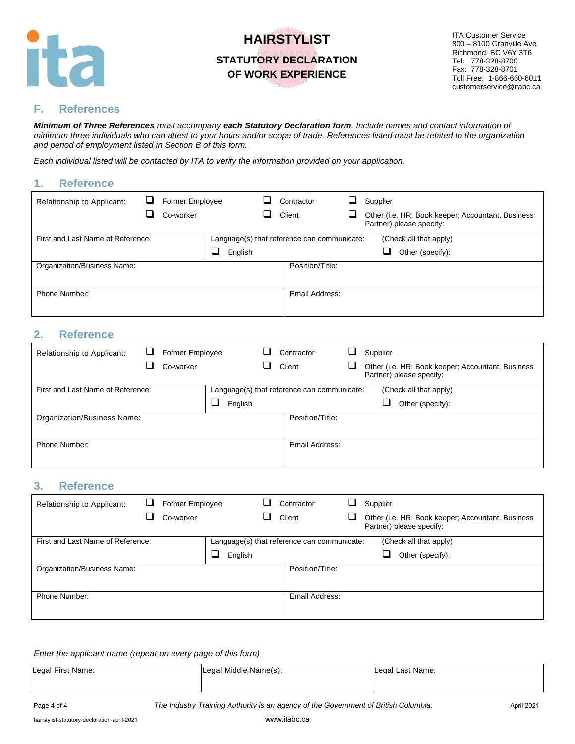# HAIRSTYLIST

## STATUTORY DECLARATION OF WORK EXPERIENCE

ITA Customer Service
800 – 8100 Granville Ave
Richmond, BC V6Y 3T6
Tel: 778-328-8700
Fax: 778-328-8701
Toll Free: 1-866-660-6011
customerservice@itabc.ca

## F. References

***Minimum of Three References** must accompany **each Statutory Declaration form**. Include names and contact information of minimum three individuals who can attest to your hours and/or scope of trade. References listed must be related to the organization and period of employment listed in Section B of this form.*

*Each individual listed will be contacted by ITA to verify the information provided on your application.*

### 1. Reference

| | | | |
|---|---|---|---|
| Relationship to Applicant: | ❑ Former Employee<br>❑ Co-worker | ❑ Contractor<br>❑ Client | ❑ Supplier<br>❑ Other (i.e. HR; Book keeper; Accountant, Business Partner) please specify: |
| First and Last Name of Reference: | Language(s) that reference can communicate:<br>❑ English | | (Check all that apply)<br>❑ Other (specify): |
| Organization/Business Name: | | Position/Title: | |
| Phone Number: | | Email Address: | |

### 2. Reference

| | | | |
|---|---|---|---|
| Relationship to Applicant: | ❑ Former Employee<br>❑ Co-worker | ❑ Contractor<br>❑ Client | ❑ Supplier<br>❑ Other (i.e. HR; Book keeper; Accountant, Business Partner) please specify: |
| First and Last Name of Reference: | Language(s) that reference can communicate:<br>❑ English | | (Check all that apply)<br>❑ Other (specify): |
| Organization/Business Name: | | Position/Title: | |
| Phone Number: | | Email Address: | |

### 3. Reference

| | | | |
|---|---|---|---|
| Relationship to Applicant: | ❑ Former Employee<br>❑ Co-worker | ❑ Contractor<br>❑ Client | ❑ Supplier<br>❑ Other (i.e. HR; Book keeper; Accountant, Business Partner) please specify: |
| First and Last Name of Reference: | Language(s) that reference can communicate:<br>❑ English | | (Check all that apply)<br>❑ Other (specify): |
| Organization/Business Name: | | Position/Title: | |
| Phone Number: | | Email Address: | |

*Enter the applicant name (repeat on every page of this form)*

| | | |
|---|---|---|
| Legal First Name: | Legal Middle Name(s): | Legal Last Name: |

*The Industry Training Authority is an agency of the Government of British Columbia.*

hairstylist-statutory-declaration-april-2021

www.itabc.ca